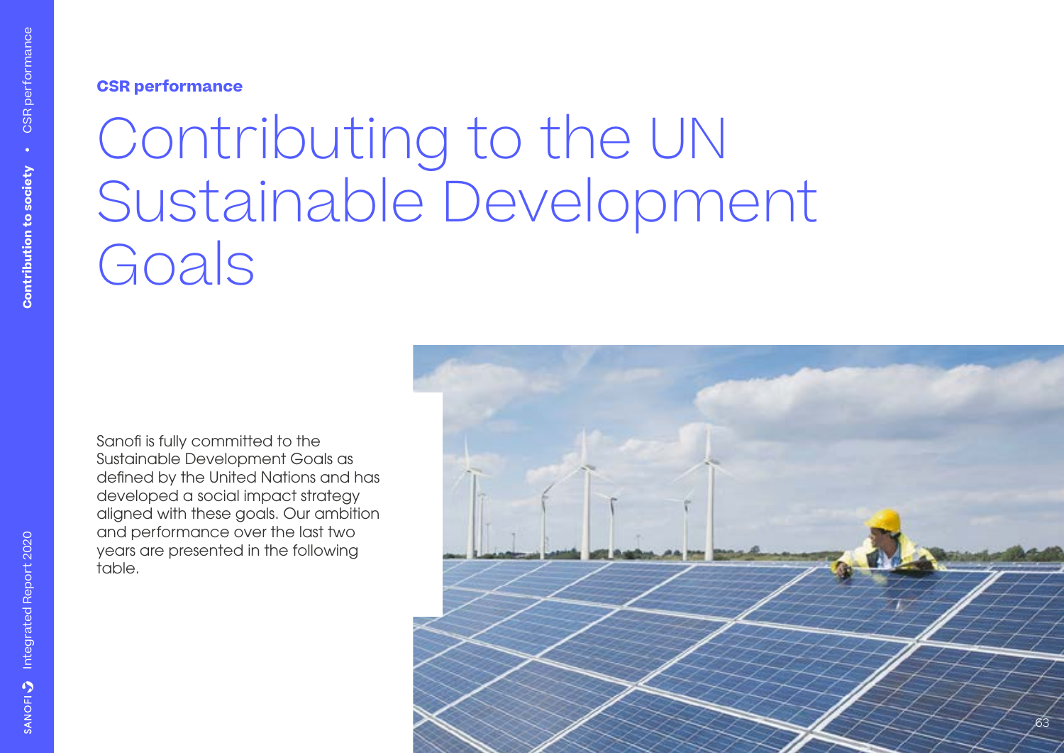**CSR performance**

# Contributing to the UN Sustainable Development Goals

Sanofi is fully committed to the Sustainable Development Goals as defined by the United Nations and has developed a social impact strategy aligned with these goals. Our ambition and performance over the last two years are presented in the following table.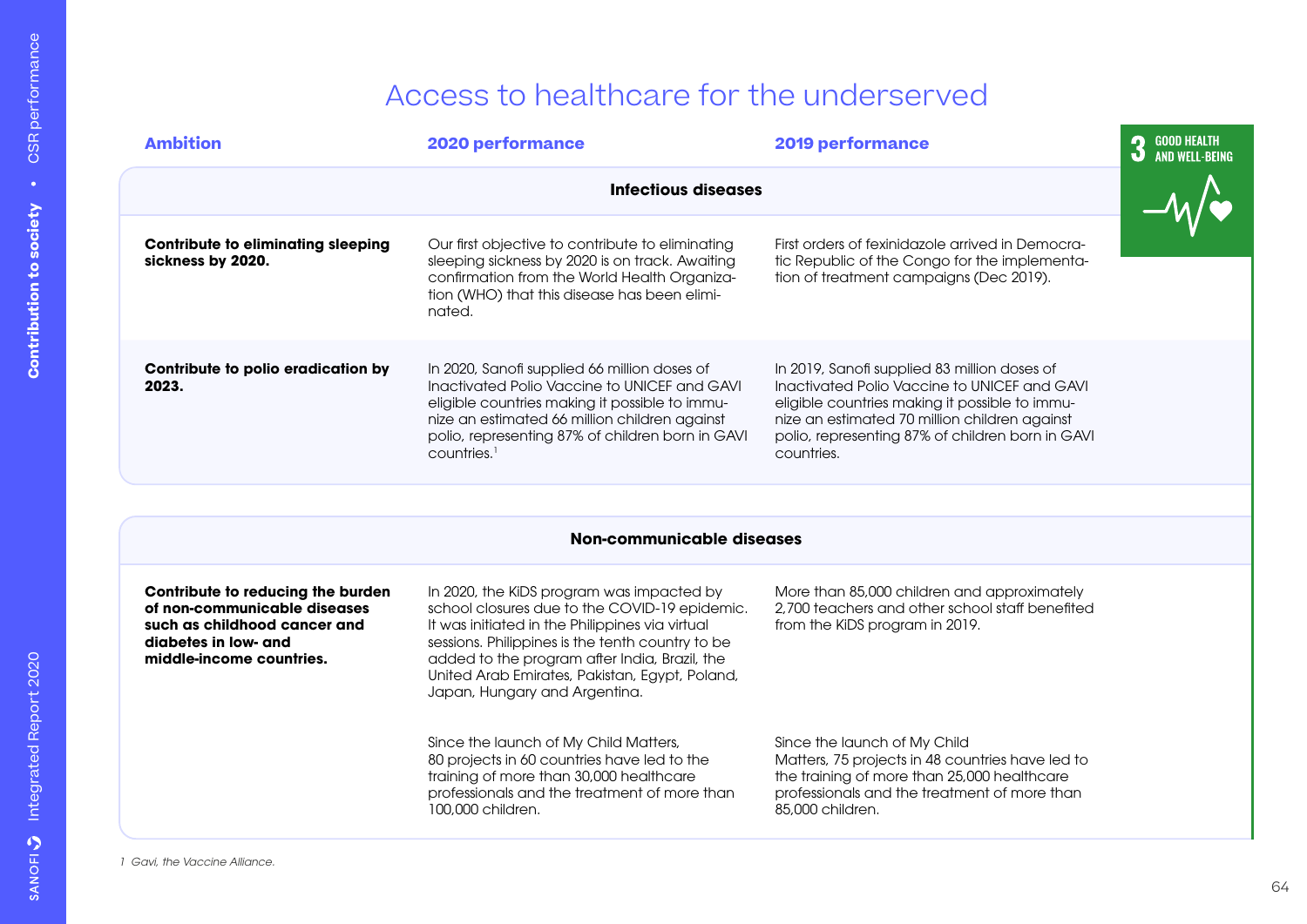# Access to healthcare for the underserved

| Ambition | 2020 performance | 2019 performance |
|---|---|---|
| **Infectious diseases** | | |
| **Contribute to eliminating sleeping sickness by 2020.** | Our first objective to contribute to eliminating sleeping sickness by 2020 is on track. Awaiting confirmation from the World Health Organization (WHO) that this disease has been eliminated. | First orders of fexinidazole arrived in Democratic Republic of the Congo for the implementation of treatment campaigns (Dec 2019). |
| **Contribute to polio eradication by 2023.** | In 2020, Sanofi supplied 66 million doses of Inactivated Polio Vaccine to UNICEF and GAVI eligible countries making it possible to immunize an estimated 66 million children against polio, representing 87% of children born in GAVI countries.[1] | In 2019, Sanofi supplied 83 million doses of Inactivated Polio Vaccine to UNICEF and GAVI eligible countries making it possible to immunize an estimated 70 million children against polio, representing 87% of children born in GAVI countries. |
| **Non-communicable diseases** | | |
| **Contribute to reducing the burden of non-communicable diseases such as childhood cancer and diabetes in low- and middle-income countries.** | In 2020, the KiDS program was impacted by school closures due to the COVID-19 epidemic. It was initiated in the Philippines via virtual sessions. Philippines is the tenth country to be added to the program after India, Brazil, the United Arab Emirates, Pakistan, Egypt, Poland, Japan, Hungary and Argentina. | More than 85,000 children and approximately 2,700 teachers and other school staff benefited from the KiDS program in 2019. |
| | Since the launch of My Child Matters, 80 projects in 60 countries have led to the training of more than 30,000 healthcare professionals and the treatment of more than 100,000 children. | Since the launch of My Child Matters, 75 projects in 48 countries have led to the training of more than 25,000 healthcare professionals and the treatment of more than 85,000 children. |

*1 Gavi, the Vaccine Alliance.*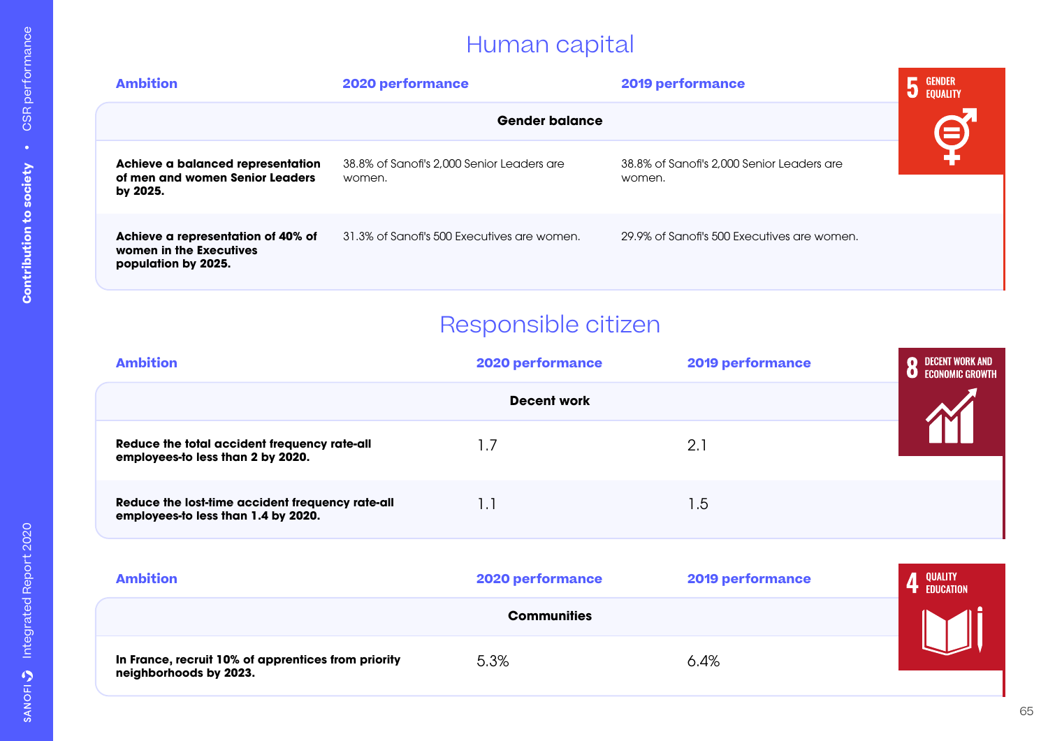# Human capital

| Ambition | 2020 performance | 2019 performance |
|---|---|---|
| **Gender balance** | | |
| **Achieve a balanced representation of men and women Senior Leaders by 2025.** | 38.8% of Sanofi's 2,000 Senior Leaders are women. | 38.8% of Sanofi's 2,000 Senior Leaders are women. |
| **Achieve a representation of 40% of women in the Executives population by 2025.** | 31.3% of Sanofi's 500 Executives are women. | 29.9% of Sanofi's 500 Executives are women. |

# Responsible citizen

| Ambition | 2020 performance | 2019 performance |
|---|---|---|
| **Decent work** | | |
| **Reduce the total accident frequency rate-all employees-to less than 2 by 2020.** | 1.7 | 2.1 |
| **Reduce the lost-time accident frequency rate-all employees-to less than 1.4 by 2020.** | 1.1 | 1.5 |

| Ambition | 2020 performance | 2019 performance |
|---|---|---|
| **Communities** | | |
| **In France, recruit 10% of apprentices from priority neighborhoods by 2023.** | 5.3% | 6.4% |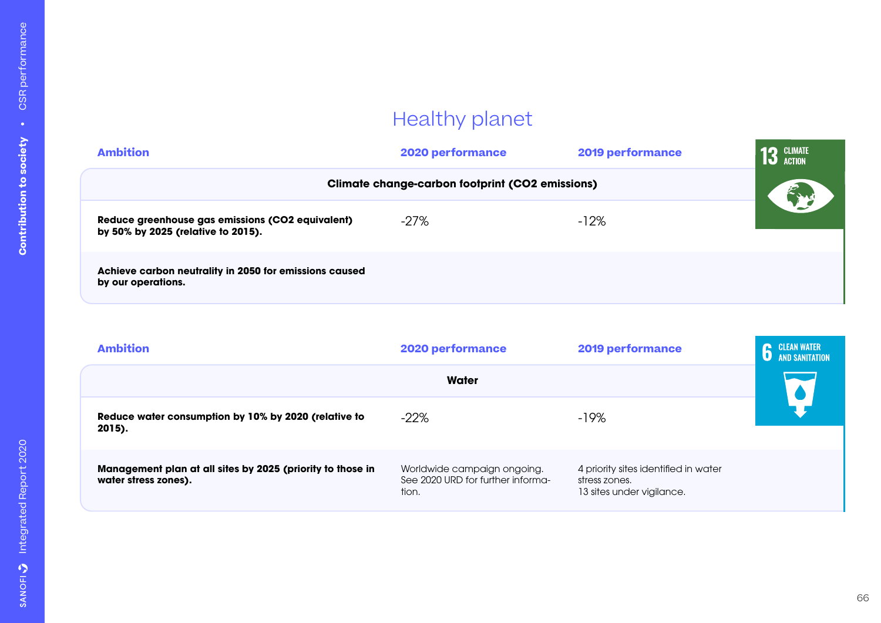# Healthy planet

| Ambition | 2020 performance | 2019 performance |
|---|---|---|
| **Climate change-carbon footprint ($CO_2$ emissions)** | | |
| **Reduce greenhouse gas emissions ($CO_2$ equivalent) by 50% by 2025 (relative to 2015).** | -27% | -12% |
| **Achieve carbon neutrality in 2050 for emissions caused by our operations.** | | |

13 CLIMATE ACTION

| Ambition | 2020 performance | 2019 performance |
|---|---|---|
| **Water** | | |
| **Reduce water consumption by 10% by 2020 (relative to 2015).** | -22% | -19% |
| **Management plan at all sites by 2025 (priority to those in water stress zones).** | Worldwide campaign ongoing. See 2020 URD for further information. | 4 priority sites identified in water stress zones. 13 sites under vigilance. |

6 CLEAN WATER AND SANITATION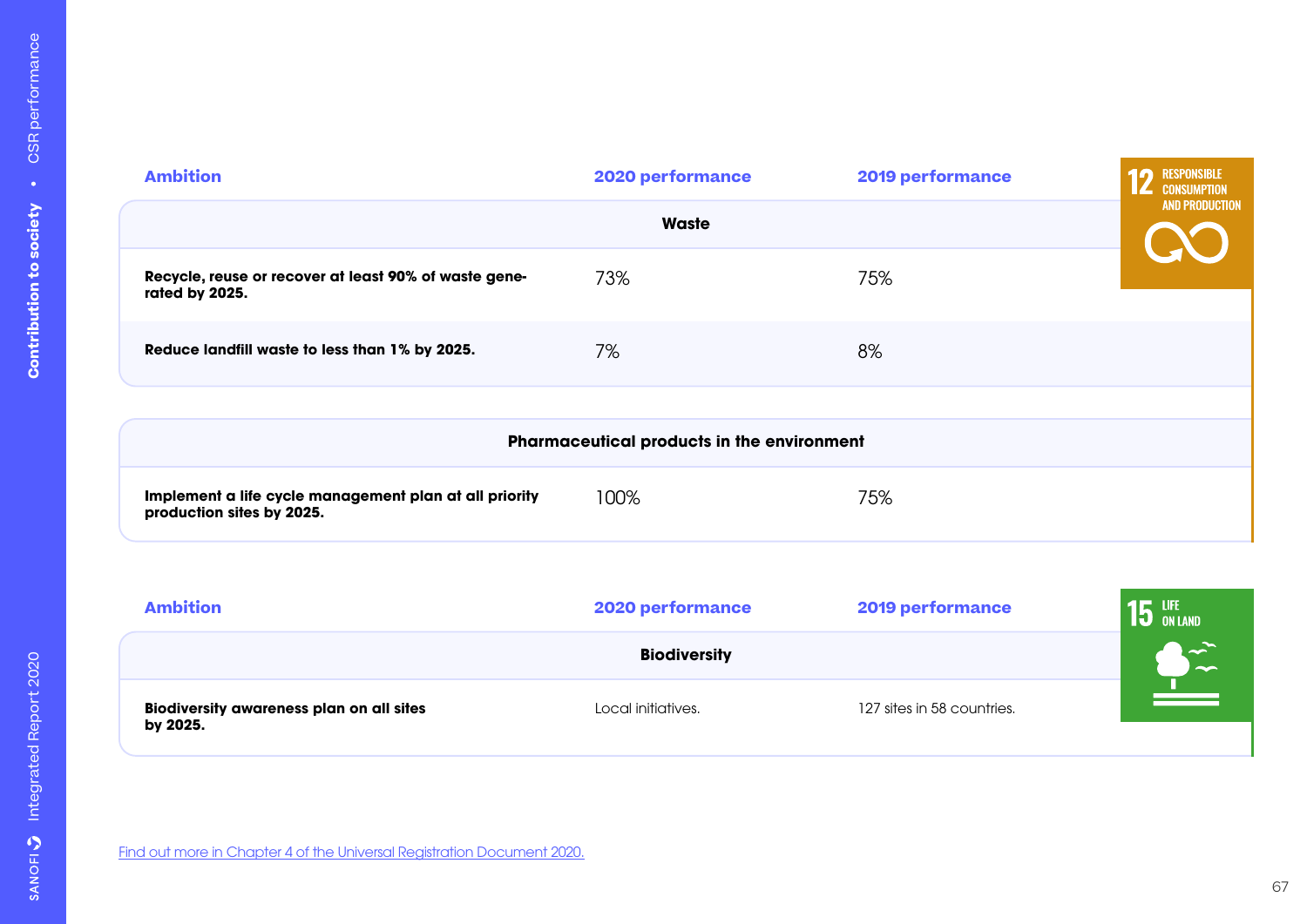| Ambition | 2020 performance | 2019 performance |
|---|---|---|
| **Waste** | | |
| **Recycle, reuse or recover at least 90% of waste generated by 2025.** | 73% | 75% |
| **Reduce landfill waste to less than 1% by 2025.** | 7% | 8% |
| **Pharmaceutical products in the environment** | | |
| **Implement a life cycle management plan at all priority production sites by 2025.** | 100% | 75% |

12 RESPONSIBLE CONSUMPTION AND PRODUCTION

| Ambition | 2020 performance | 2019 performance |
|---|---|---|
| **Biodiversity** | | |
| **Biodiversity awareness plan on all sites by 2025.** | Local initiatives. | 127 sites in 58 countries. |

15 LIFE ON LAND

Find out more in Chapter 4 of the Universal Registration Document 2020.